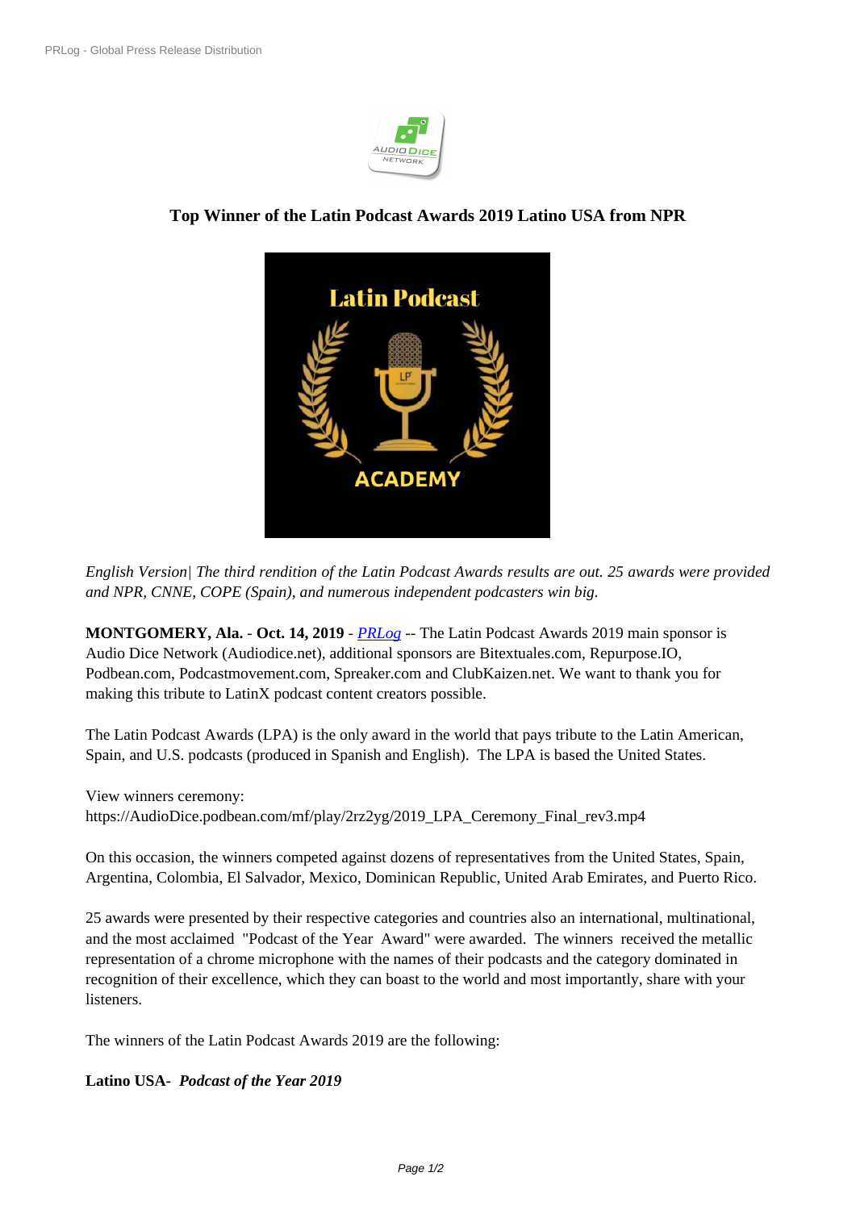# Top Winner of the Latin Podcast Awards 2019 Latino USA from NPR

*English Version| The third rendition of the Latin Podcast Awards results are out. 25 awards were provided and NPR, CNNE, COPE (Spain), and numerous independent podcasters win big.*

**MONTGOMERY, Ala.** - **Oct. 14, 2019** - *PRLog* -- The Latin Podcast Awards 2019 main sponsor is Audio Dice Network (Audiodice.net), additional sponsors are Bitextuales.com, Repurpose.IO, Podbean.com, Podcastmovement.com, Spreaker.com and ClubKaizen.net. We want to thank you for making this tribute to LatinX podcast content creators possible.

The Latin Podcast Awards (LPA) is the only award in the world that pays tribute to the Latin American, Spain, and U.S. podcasts (produced in Spanish and English). The LPA is based the United States.

View winners ceremony:
https://AudioDice.podbean.com/mf/play/2rz2yg/2019_LPA_Ceremony_Final_rev3.mp4

On this occasion, the winners competed against dozens of representatives from the United States, Spain, Argentina, Colombia, El Salvador, Mexico, Dominican Republic, United Arab Emirates, and Puerto Rico.

25 awards were presented by their respective categories and countries also an international, multinational, and the most acclaimed "Podcast of the Year Award" were awarded. The winners received the metallic representation of a chrome microphone with the names of their podcasts and the category dominated in recognition of their excellence, which they can boast to the world and most importantly, share with your listeners.

The winners of the Latin Podcast Awards 2019 are the following:

**Latino USA-** ***Podcast of the Year 2019***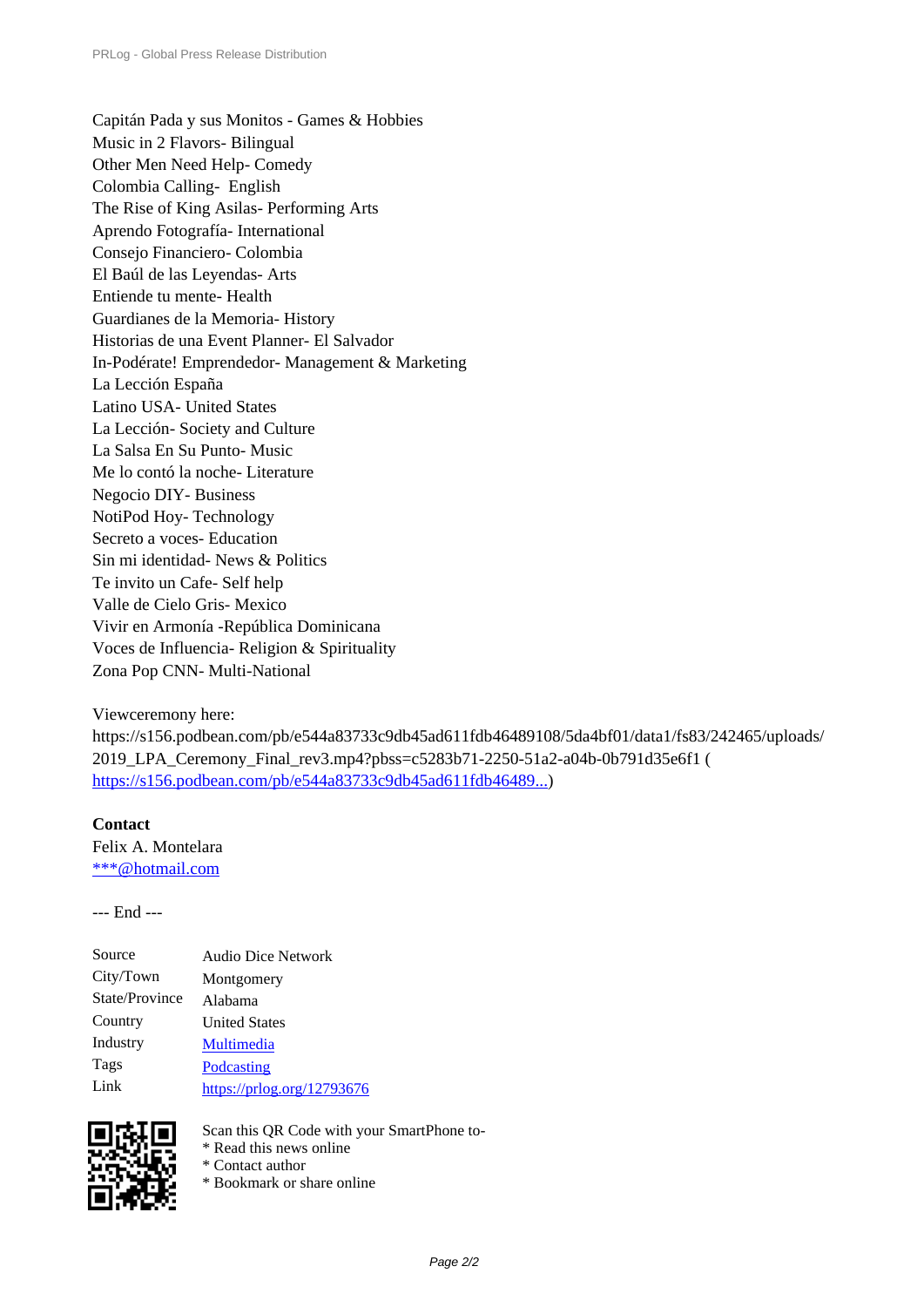Capitán Pada y sus Monitos - Games & Hobbies
Music in 2 Flavors- Bilingual
Other Men Need Help- Comedy
Colombia Calling- English
The Rise of King Asilas- Performing Arts
Aprendo Fotografía- International
Consejo Financiero- Colombia
El Baúl de las Leyendas- Arts
Entiende tu mente- Health
Guardianes de la Memoria- History
Historias de una Event Planner- El Salvador
In-Podérate! Emprendedor- Management & Marketing
La Lección España
Latino USA- United States
La Lección- Society and Culture
La Salsa En Su Punto- Music
Me lo contó la noche- Literature
Negocio DIY- Business
NotiPod Hoy- Technology
Secreto a voces- Education
Sin mi identidad- News & Politics
Te invito un Cafe- Self help
Valle de Cielo Gris- Mexico
Vivir en Armonía -República Dominicana
Voces de Influencia- Religion & Spirituality
Zona Pop CNN- Multi-National

Viewceremony here:
https://s156.podbean.com/pb/e544a83733c9db45ad611fdb46489108/5da4bf01/data1/fs83/242465/uploads/2019_LPA_Ceremony_Final_rev3.mp4?pbss=c5283b71-2250-51a2-a04b-0b791d35e6f1 ( https://s156.podbean.com/pb/e544a83733c9db45ad611fdb46489...)

**Contact**
Felix A. Montelara
***@hotmail.com

--- End ---

| | |
|---|---|
| Source | Audio Dice Network |
| City/Town | Montgomery |
| State/Province | Alabama |
| Country | United States |
| Industry | Multimedia |
| Tags | Podcasting |
| Link | https://prlog.org/12793676 |

Scan this QR Code with your SmartPhone to-
* Read this news online
* Contact author
* Bookmark or share online